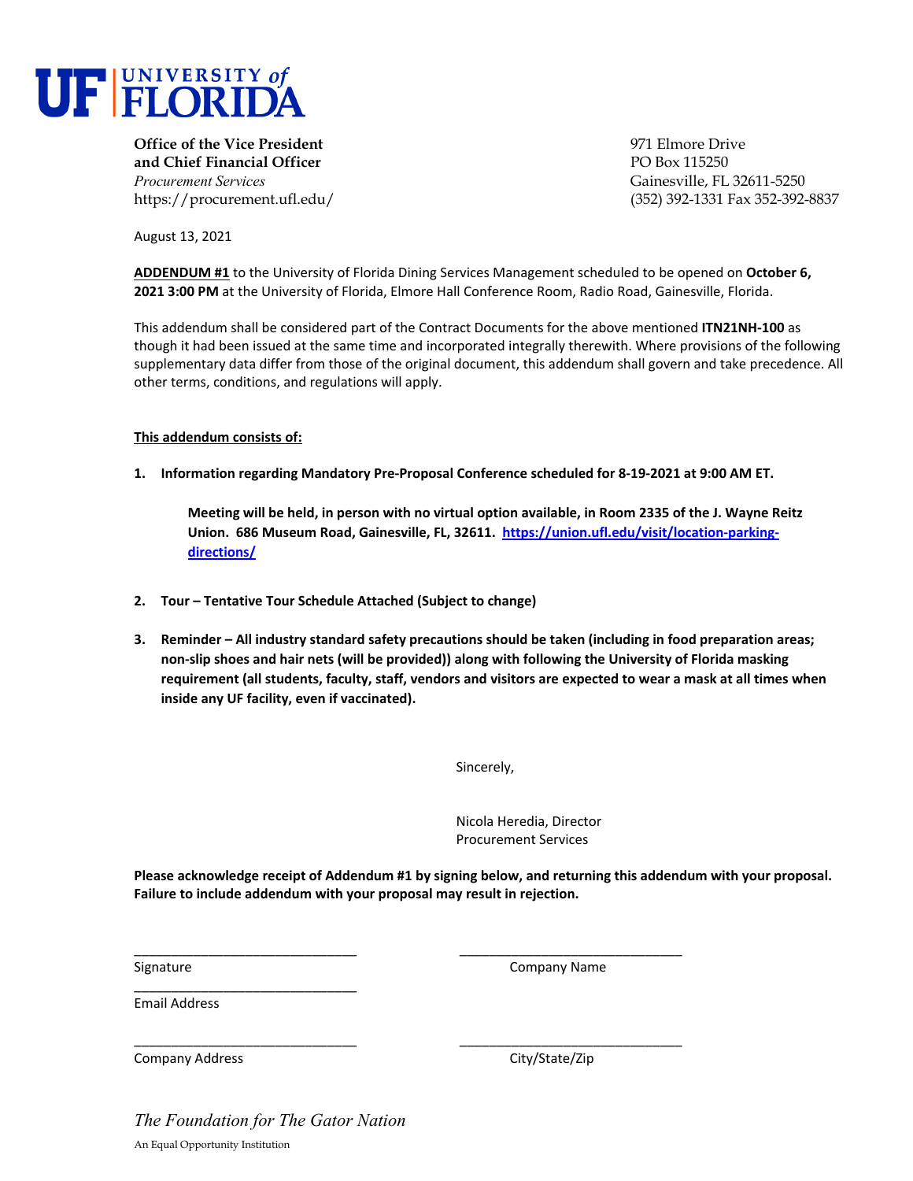**UF UNIVERSITY of FLORIDA**

**Office of the Vice President**
**and Chief Financial Officer**
*Procurement Services*
https://procurement.ufl.edu/

971 Elmore Drive
PO Box 115250
Gainesville, FL 32611-5250
(352) 392-1331 Fax 352-392-8837

August 13, 2021

**ADDENDUM #1** to the University of Florida Dining Services Management scheduled to be opened on **October 6, 2021 3:00 PM** at the University of Florida, Elmore Hall Conference Room, Radio Road, Gainesville, Florida.

This addendum shall be considered part of the Contract Documents for the above mentioned **ITN21NH-100** as though it had been issued at the same time and incorporated integrally therewith. Where provisions of the following supplementary data differ from those of the original document, this addendum shall govern and take precedence. All other terms, conditions, and regulations will apply.

**This addendum consists of:**

1. **Information regarding Mandatory Pre-Proposal Conference scheduled for 8-19-2021 at 9:00 AM ET.**

   **Meeting will be held, in person with no virtual option available, in Room 2335 of the J. Wayne Reitz Union. 686 Museum Road, Gainesville, FL, 32611. [https://union.ufl.edu/visit/location-parking-directions/](https://union.ufl.edu/visit/location-parking-directions/)**

2. **Tour – Tentative Tour Schedule Attached (Subject to change)**

3. **Reminder – All industry standard safety precautions should be taken (including in food preparation areas; non-slip shoes and hair nets (will be provided)) along with following the University of Florida masking requirement (all students, faculty, staff, vendors and visitors are expected to wear a mask at all times when inside any UF facility, even if vaccinated).**

Sincerely,

Nicola Heredia, Director
Procurement Services

**Please acknowledge receipt of Addendum #1 by signing below, and returning this addendum with your proposal. Failure to include addendum with your proposal may result in rejection.**

______________________________ Signature

______________________________ Company Name

______________________________ Email Address

______________________________ Company Address

______________________________ City/State/Zip

*The Foundation for The Gator Nation*

An Equal Opportunity Institution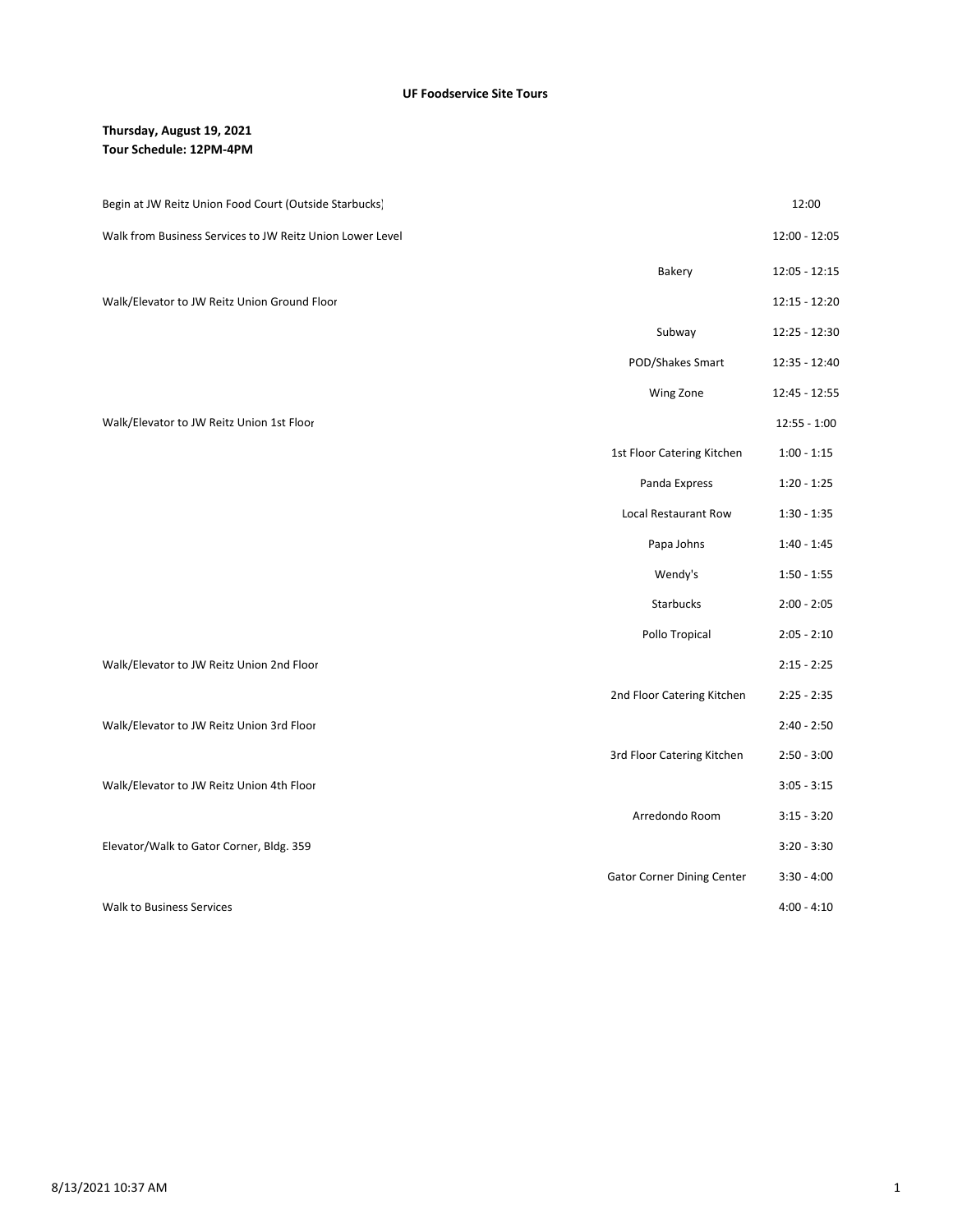**UF Foodservice Site Tours**

**Thursday, August 19, 2021**
**Tour Schedule: 12PM-4PM**

| | | |
|---|---|---|
| Begin at JW Reitz Union Food Court (Outside Starbucks) | | 12:00 |
| Walk from Business Services to JW Reitz Union Lower Level | | 12:00 - 12:05 |
| | Bakery | 12:05 - 12:15 |
| Walk/Elevator to JW Reitz Union Ground Floor | | 12:15 - 12:20 |
| | Subway | 12:25 - 12:30 |
| | POD/Shakes Smart | 12:35 - 12:40 |
| | Wing Zone | 12:45 - 12:55 |
| Walk/Elevator to JW Reitz Union 1st Floor | | 12:55 - 1:00 |
| | 1st Floor Catering Kitchen | 1:00 - 1:15 |
| | Panda Express | 1:20 - 1:25 |
| | Local Restaurant Row | 1:30 - 1:35 |
| | Papa Johns | 1:40 - 1:45 |
| | Wendy's | 1:50 - 1:55 |
| | Starbucks | 2:00 - 2:05 |
| | Pollo Tropical | 2:05 - 2:10 |
| Walk/Elevator to JW Reitz Union 2nd Floor | | 2:15 - 2:25 |
| | 2nd Floor Catering Kitchen | 2:25 - 2:35 |
| Walk/Elevator to JW Reitz Union 3rd Floor | | 2:40 - 2:50 |
| | 3rd Floor Catering Kitchen | 2:50 - 3:00 |
| Walk/Elevator to JW Reitz Union 4th Floor | | 3:05 - 3:15 |
| | Arredondo Room | 3:15 - 3:20 |
| Elevator/Walk to Gator Corner, Bldg. 359 | | 3:20 - 3:30 |
| | Gator Corner Dining Center | 3:30 - 4:00 |
| Walk to Business Services | | 4:00 - 4:10 |

8/13/2021 10:37 AM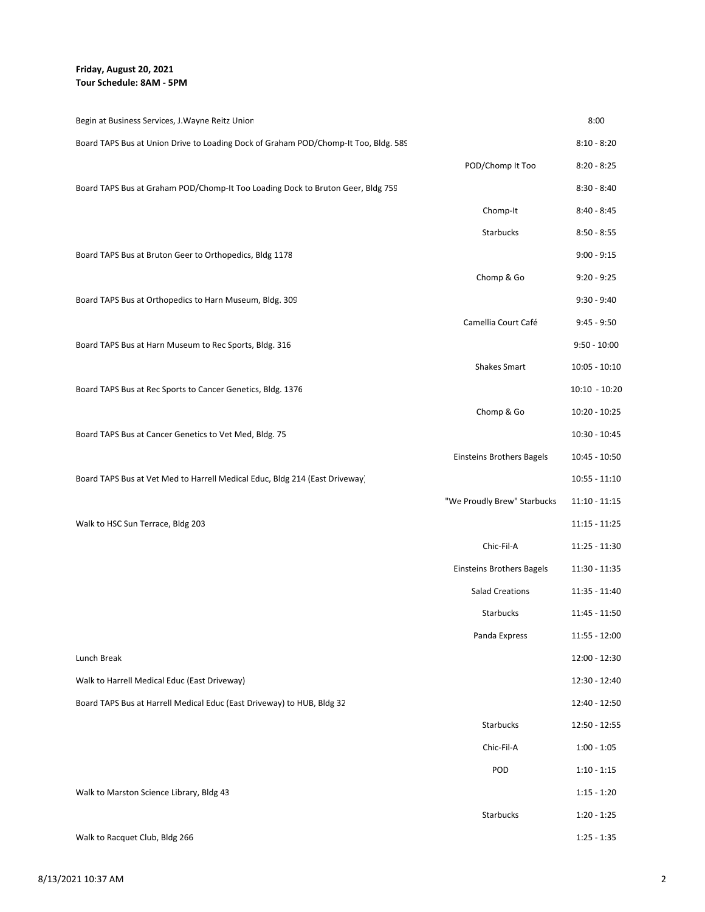**Friday, August 20, 2021**
**Tour Schedule: 8AM - 5PM**

| | | |
|---|---|---|
| Begin at Business Services, J.Wayne Reitz Union | | 8:00 |
| Board TAPS Bus at Union Drive to Loading Dock of Graham POD/Chomp-It Too, Bldg. 589 | | 8:10 - 8:20 |
| | POD/Chomp It Too | 8:20 - 8:25 |
| Board TAPS Bus at Graham POD/Chomp-It Too Loading Dock to Bruton Geer, Bldg 759 | | 8:30 - 8:40 |
| | Chomp-It | 8:40 - 8:45 |
| | Starbucks | 8:50 - 8:55 |
| Board TAPS Bus at Bruton Geer to Orthopedics, Bldg 1178 | | 9:00 - 9:15 |
| | Chomp & Go | 9:20 - 9:25 |
| Board TAPS Bus at Orthopedics to Harn Museum, Bldg. 309 | | 9:30 - 9:40 |
| | Camellia Court Café | 9:45 - 9:50 |
| Board TAPS Bus at Harn Museum to Rec Sports, Bldg. 316 | | 9:50 - 10:00 |
| | Shakes Smart | 10:05 - 10:10 |
| Board TAPS Bus at Rec Sports to Cancer Genetics, Bldg. 1376 | | 10:10 - 10:20 |
| | Chomp & Go | 10:20 - 10:25 |
| Board TAPS Bus at Cancer Genetics to Vet Med, Bldg. 75 | | 10:30 - 10:45 |
| | Einsteins Brothers Bagels | 10:45 - 10:50 |
| Board TAPS Bus at Vet Med to Harrell Medical Educ, Bldg 214 (East Driveway) | | 10:55 - 11:10 |
| | "We Proudly Brew" Starbucks | 11:10 - 11:15 |
| Walk to HSC Sun Terrace, Bldg 203 | | 11:15 - 11:25 |
| | Chic-Fil-A | 11:25 - 11:30 |
| | Einsteins Brothers Bagels | 11:30 - 11:35 |
| | Salad Creations | 11:35 - 11:40 |
| | Starbucks | 11:45 - 11:50 |
| | Panda Express | 11:55 - 12:00 |
| Lunch Break | | 12:00 - 12:30 |
| Walk to Harrell Medical Educ (East Driveway) | | 12:30 - 12:40 |
| Board TAPS Bus at Harrell Medical Educ (East Driveway) to HUB, Bldg 32 | | 12:40 - 12:50 |
| | Starbucks | 12:50 - 12:55 |
| | Chic-Fil-A | 1:00 - 1:05 |
| | POD | 1:10 - 1:15 |
| Walk to Marston Science Library, Bldg 43 | | 1:15 - 1:20 |
| | Starbucks | 1:20 - 1:25 |
| Walk to Racquet Club, Bldg 266 | | 1:25 - 1:35 |

8/13/2021 10:37 AM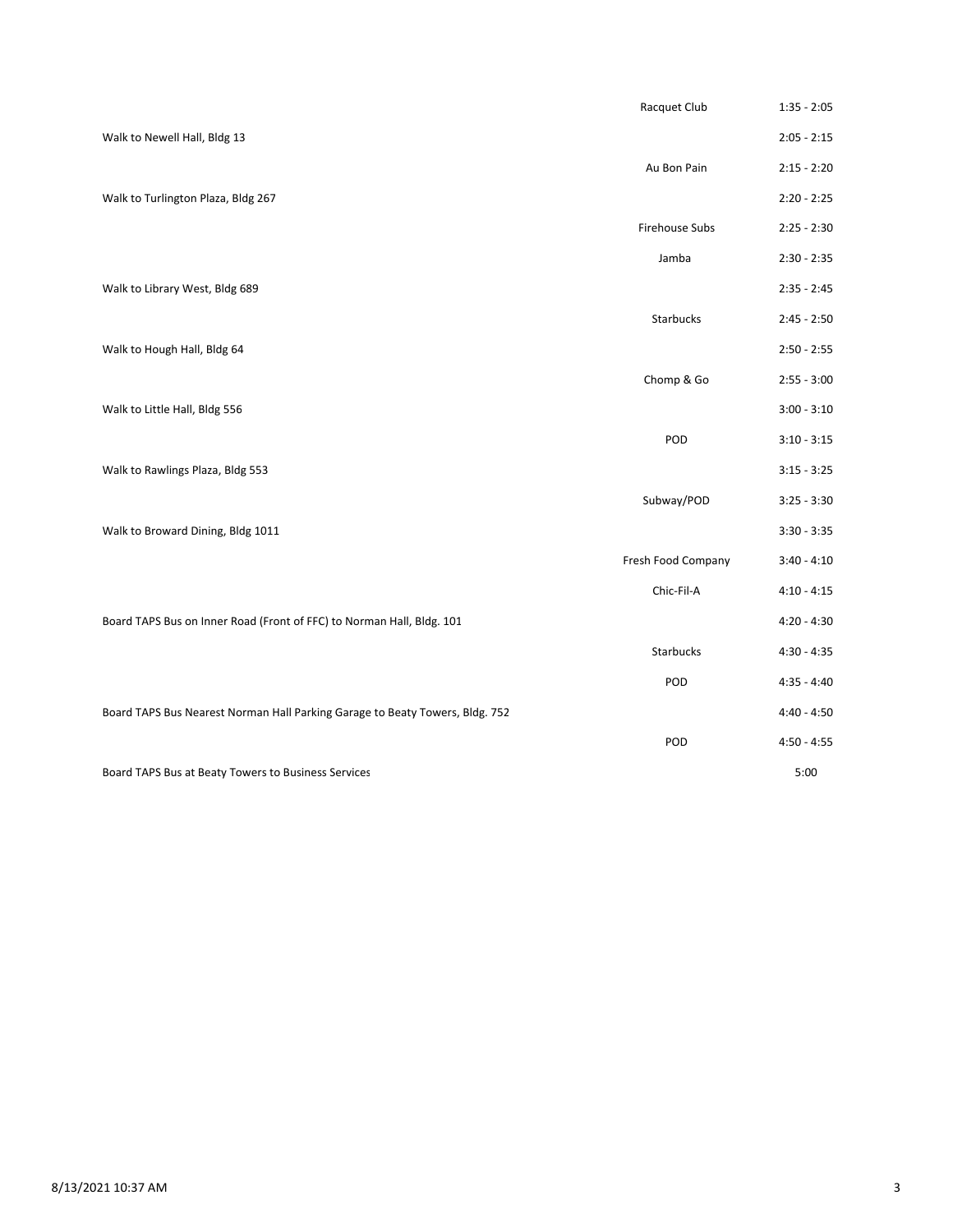| | | |
|---|---|---|
| | Racquet Club | 1:35 - 2:05 |
| Walk to Newell Hall, Bldg 13 | | 2:05 - 2:15 |
| | Au Bon Pain | 2:15 - 2:20 |
| Walk to Turlington Plaza, Bldg 267 | | 2:20 - 2:25 |
| | Firehouse Subs | 2:25 - 2:30 |
| | Jamba | 2:30 - 2:35 |
| Walk to Library West, Bldg 689 | | 2:35 - 2:45 |
| | Starbucks | 2:45 - 2:50 |
| Walk to Hough Hall, Bldg 64 | | 2:50 - 2:55 |
| | Chomp & Go | 2:55 - 3:00 |
| Walk to Little Hall, Bldg 556 | | 3:00 - 3:10 |
| | POD | 3:10 - 3:15 |
| Walk to Rawlings Plaza, Bldg 553 | | 3:15 - 3:25 |
| | Subway/POD | 3:25 - 3:30 |
| Walk to Broward Dining, Bldg 1011 | | 3:30 - 3:35 |
| | Fresh Food Company | 3:40 - 4:10 |
| | Chic-Fil-A | 4:10 - 4:15 |
| Board TAPS Bus on Inner Road (Front of FFC) to Norman Hall, Bldg. 101 | | 4:20 - 4:30 |
| | Starbucks | 4:30 - 4:35 |
| | POD | 4:35 - 4:40 |
| Board TAPS Bus Nearest Norman Hall Parking Garage to Beaty Towers, Bldg. 752 | | 4:40 - 4:50 |
| | POD | 4:50 - 4:55 |
| Board TAPS Bus at Beaty Towers to Business Services | | 5:00 |

8/13/2021 10:37 AM